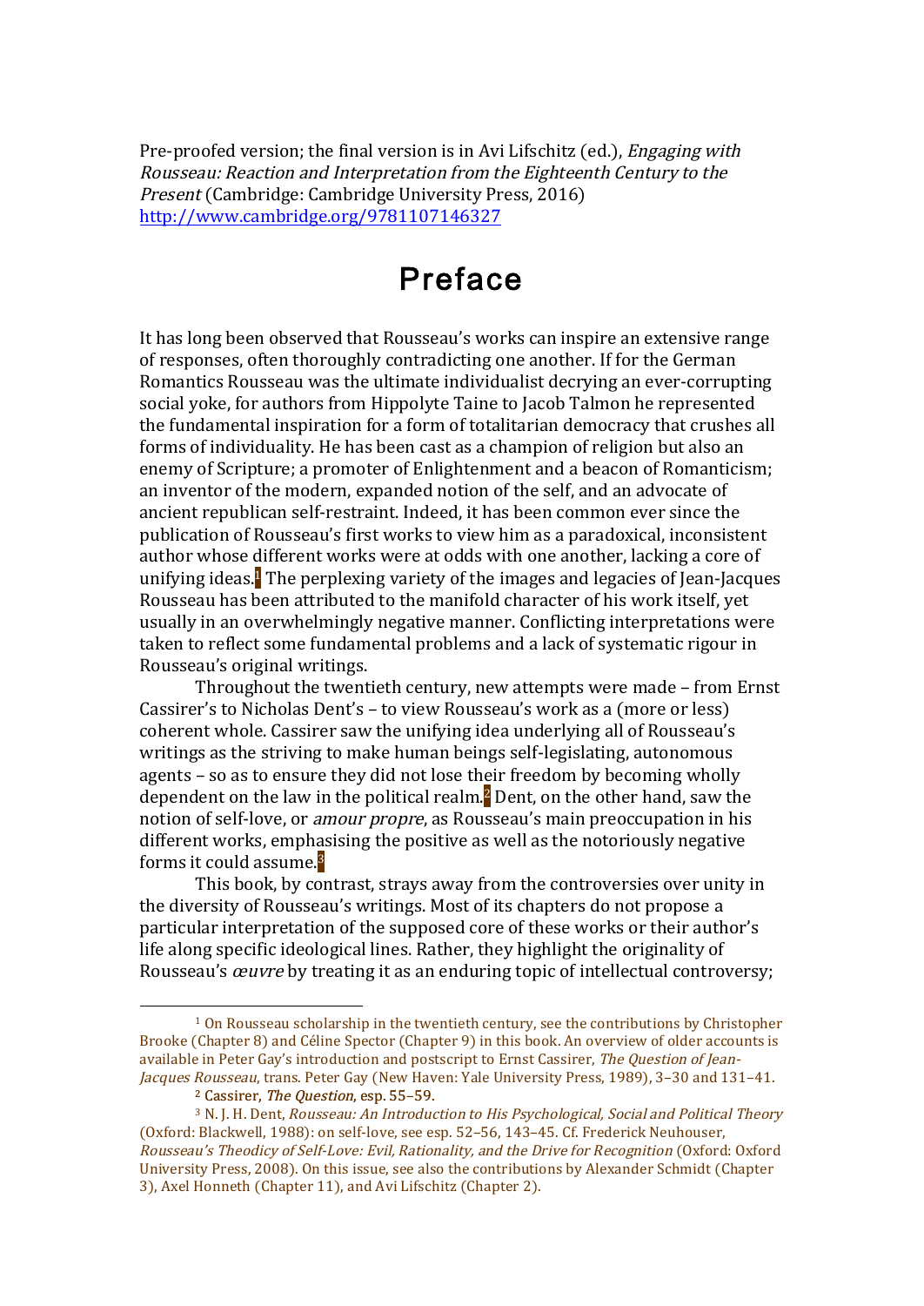Pre-proofed version; the final version is in Avi Lifschitz (ed.), *Engaging with Rousseau: Reaction and Interpretation from the Eighteenth Century to the Present* (Cambridge: Cambridge University Press, 2016) http://www.cambridge.org/9781107146327

# Preface

It has long been observed that Rousseau's works can inspire an extensive range of responses, often thoroughly contradicting one another. If for the German Romantics Rousseau was the ultimate individualist decrying an ever-corrupting social yoke, for authors from Hippolyte Taine to Jacob Talmon he represented the fundamental inspiration for a form of totalitarian democracy that crushes all forms of individuality. He has been cast as a champion of religion but also an enemy of Scripture; a promoter of Enlightenment and a beacon of Romanticism; an inventor of the modern, expanded notion of the self, and an advocate of ancient republican self-restraint. Indeed, it has been common ever since the publication of Rousseau's first works to view him as a paradoxical, inconsistent author whose different works were at odds with one another, lacking a core of unifying ideas.[1] The perplexing variety of the images and legacies of Jean-Jacques Rousseau has been attributed to the manifold character of his work itself, yet usually in an overwhelmingly negative manner. Conflicting interpretations were taken to reflect some fundamental problems and a lack of systematic rigour in Rousseau's original writings.

Throughout the twentieth century, new attempts were made – from Ernst Cassirer's to Nicholas Dent's – to view Rousseau's work as a (more or less) coherent whole. Cassirer saw the unifying idea underlying all of Rousseau's writings as the striving to make human beings self-legislating, autonomous agents – so as to ensure they did not lose their freedom by becoming wholly dependent on the law in the political realm.[2] Dent, on the other hand, saw the notion of self-love, or *amour propre*, as Rousseau's main preoccupation in his different works, emphasising the positive as well as the notoriously negative forms it could assume.[3]

This book, by contrast, strays away from the controversies over unity in the diversity of Rousseau's writings. Most of its chapters do not propose a particular interpretation of the supposed core of these works or their author's life along specific ideological lines. Rather, they highlight the originality of Rousseau's *œuvre* by treating it as an enduring topic of intellectual controversy;

---

[1] On Rousseau scholarship in the twentieth century, see the contributions by Christopher Brooke (Chapter 8) and Céline Spector (Chapter 9) in this book. An overview of older accounts is available in Peter Gay's introduction and postscript to Ernst Cassirer, *The Question of Jean-Jacques Rousseau*, trans. Peter Gay (New Haven: Yale University Press, 1989), 3–30 and 131–41.

[2] Cassirer, *The Question*, esp. 55–59.

[3] N. J. H. Dent, *Rousseau: An Introduction to His Psychological, Social and Political Theory* (Oxford: Blackwell, 1988): on self-love, see esp. 52–56, 143–45. Cf. Frederick Neuhouser, *Rousseau's Theodicy of Self-Love: Evil, Rationality, and the Drive for Recognition* (Oxford: Oxford University Press, 2008). On this issue, see also the contributions by Alexander Schmidt (Chapter 3), Axel Honneth (Chapter 11), and Avi Lifschitz (Chapter 2).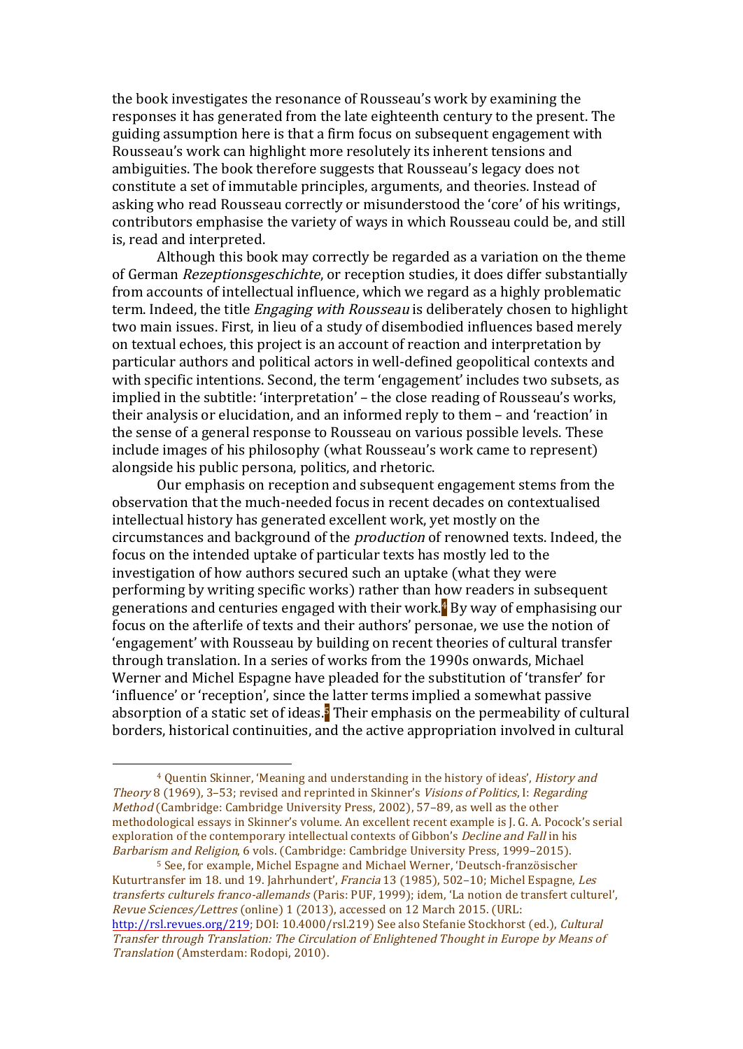the book investigates the resonance of Rousseau's work by examining the responses it has generated from the late eighteenth century to the present. The guiding assumption here is that a firm focus on subsequent engagement with Rousseau's work can highlight more resolutely its inherent tensions and ambiguities. The book therefore suggests that Rousseau's legacy does not constitute a set of immutable principles, arguments, and theories. Instead of asking who read Rousseau correctly or misunderstood the 'core' of his writings, contributors emphasise the variety of ways in which Rousseau could be, and still is, read and interpreted.

Although this book may correctly be regarded as a variation on the theme of German *Rezeptionsgeschichte*, or reception studies, it does differ substantially from accounts of intellectual influence, which we regard as a highly problematic term. Indeed, the title *Engaging with Rousseau* is deliberately chosen to highlight two main issues. First, in lieu of a study of disembodied influences based merely on textual echoes, this project is an account of reaction and interpretation by particular authors and political actors in well-defined geopolitical contexts and with specific intentions. Second, the term 'engagement' includes two subsets, as implied in the subtitle: 'interpretation' – the close reading of Rousseau's works, their analysis or elucidation, and an informed reply to them – and 'reaction' in the sense of a general response to Rousseau on various possible levels. These include images of his philosophy (what Rousseau's work came to represent) alongside his public persona, politics, and rhetoric.

Our emphasis on reception and subsequent engagement stems from the observation that the much-needed focus in recent decades on contextualised intellectual history has generated excellent work, yet mostly on the circumstances and background of the *production* of renowned texts. Indeed, the focus on the intended uptake of particular texts has mostly led to the investigation of how authors secured such an uptake (what they were performing by writing specific works) rather than how readers in subsequent generations and centuries engaged with their work.[4] By way of emphasising our focus on the afterlife of texts and their authors' personae, we use the notion of 'engagement' with Rousseau by building on recent theories of cultural transfer through translation. In a series of works from the 1990s onwards, Michael Werner and Michel Espagne have pleaded for the substitution of 'transfer' for 'influence' or 'reception', since the latter terms implied a somewhat passive absorption of a static set of ideas.[5] Their emphasis on the permeability of cultural borders, historical continuities, and the active appropriation involved in cultural

---

[4] Quentin Skinner, 'Meaning and understanding in the history of ideas', *History and Theory* 8 (1969), 3–53; revised and reprinted in Skinner's *Visions of Politics*, I: *Regarding Method* (Cambridge: Cambridge University Press, 2002), 57–89, as well as the other methodological essays in Skinner's volume. An excellent recent example is J. G. A. Pocock's serial exploration of the contemporary intellectual contexts of Gibbon's *Decline and Fall* in his *Barbarism and Religion*, 6 vols. (Cambridge: Cambridge University Press, 1999–2015).

[5] See, for example, Michel Espagne and Michael Werner, 'Deutsch-französischer Kuturtransfer im 18. und 19. Jahrhundert', *Francia* 13 (1985), 502–10; Michel Espagne, *Les transferts culturels franco-allemands* (Paris: PUF, 1999); idem, 'La notion de transfert culturel', *Revue Sciences/Lettres* (online) 1 (2013), accessed on 12 March 2015. (URL: http://rsl.revues.org/219; DOI: 10.4000/rsl.219) See also Stefanie Stockhorst (ed.), *Cultural Transfer through Translation: The Circulation of Enlightened Thought in Europe by Means of Translation* (Amsterdam: Rodopi, 2010).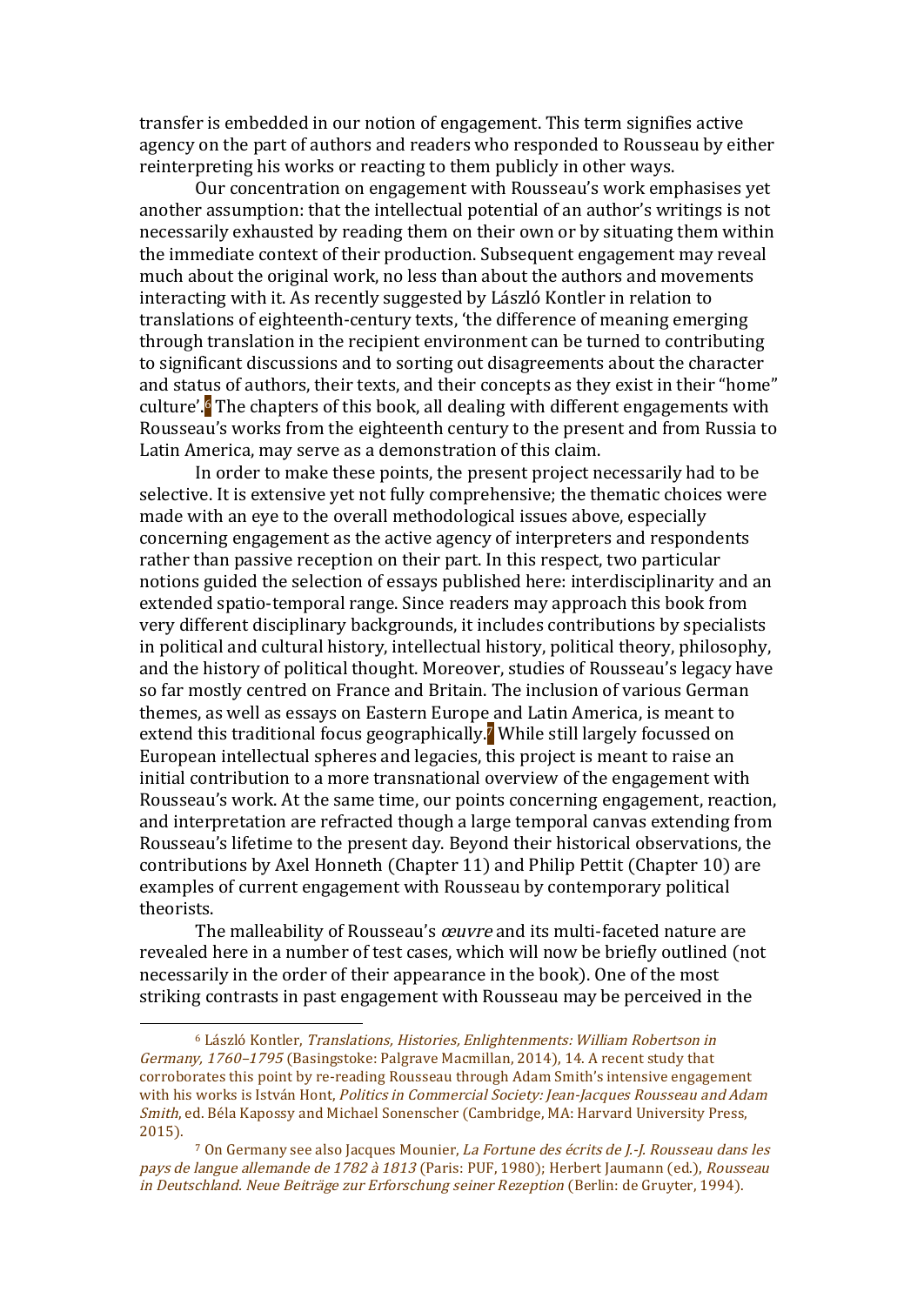transfer is embedded in our notion of engagement. This term signifies active agency on the part of authors and readers who responded to Rousseau by either reinterpreting his works or reacting to them publicly in other ways.

Our concentration on engagement with Rousseau's work emphasises yet another assumption: that the intellectual potential of an author's writings is not necessarily exhausted by reading them on their own or by situating them within the immediate context of their production. Subsequent engagement may reveal much about the original work, no less than about the authors and movements interacting with it. As recently suggested by László Kontler in relation to translations of eighteenth-century texts, 'the difference of meaning emerging through translation in the recipient environment can be turned to contributing to significant discussions and to sorting out disagreements about the character and status of authors, their texts, and their concepts as they exist in their "home" culture'.[6] The chapters of this book, all dealing with different engagements with Rousseau's works from the eighteenth century to the present and from Russia to Latin America, may serve as a demonstration of this claim.

In order to make these points, the present project necessarily had to be selective. It is extensive yet not fully comprehensive; the thematic choices were made with an eye to the overall methodological issues above, especially concerning engagement as the active agency of interpreters and respondents rather than passive reception on their part. In this respect, two particular notions guided the selection of essays published here: interdisciplinarity and an extended spatio-temporal range. Since readers may approach this book from very different disciplinary backgrounds, it includes contributions by specialists in political and cultural history, intellectual history, political theory, philosophy, and the history of political thought. Moreover, studies of Rousseau's legacy have so far mostly centred on France and Britain. The inclusion of various German themes, as well as essays on Eastern Europe and Latin America, is meant to extend this traditional focus geographically.[7] While still largely focussed on European intellectual spheres and legacies, this project is meant to raise an initial contribution to a more transnational overview of the engagement with Rousseau's work. At the same time, our points concerning engagement, reaction, and interpretation are refracted though a large temporal canvas extending from Rousseau's lifetime to the present day. Beyond their historical observations, the contributions by Axel Honneth (Chapter 11) and Philip Pettit (Chapter 10) are examples of current engagement with Rousseau by contemporary political theorists.

The malleability of Rousseau's *œuvre* and its multi-faceted nature are revealed here in a number of test cases, which will now be briefly outlined (not necessarily in the order of their appearance in the book). One of the most striking contrasts in past engagement with Rousseau may be perceived in the

---

[6] László Kontler, *Translations, Histories, Enlightenments: William Robertson in Germany, 1760–1795* (Basingstoke: Palgrave Macmillan, 2014), 14. A recent study that corroborates this point by re-reading Rousseau through Adam Smith's intensive engagement with his works is István Hont, *Politics in Commercial Society: Jean-Jacques Rousseau and Adam Smith*, ed. Béla Kapossy and Michael Sonenscher (Cambridge, MA: Harvard University Press, 2015).

[7] On Germany see also Jacques Mounier, *La Fortune des écrits de J.-J. Rousseau dans les pays de langue allemande de 1782 à 1813* (Paris: PUF, 1980); Herbert Jaumann (ed.), *Rousseau in Deutschland. Neue Beiträge zur Erforschung seiner Rezeption* (Berlin: de Gruyter, 1994).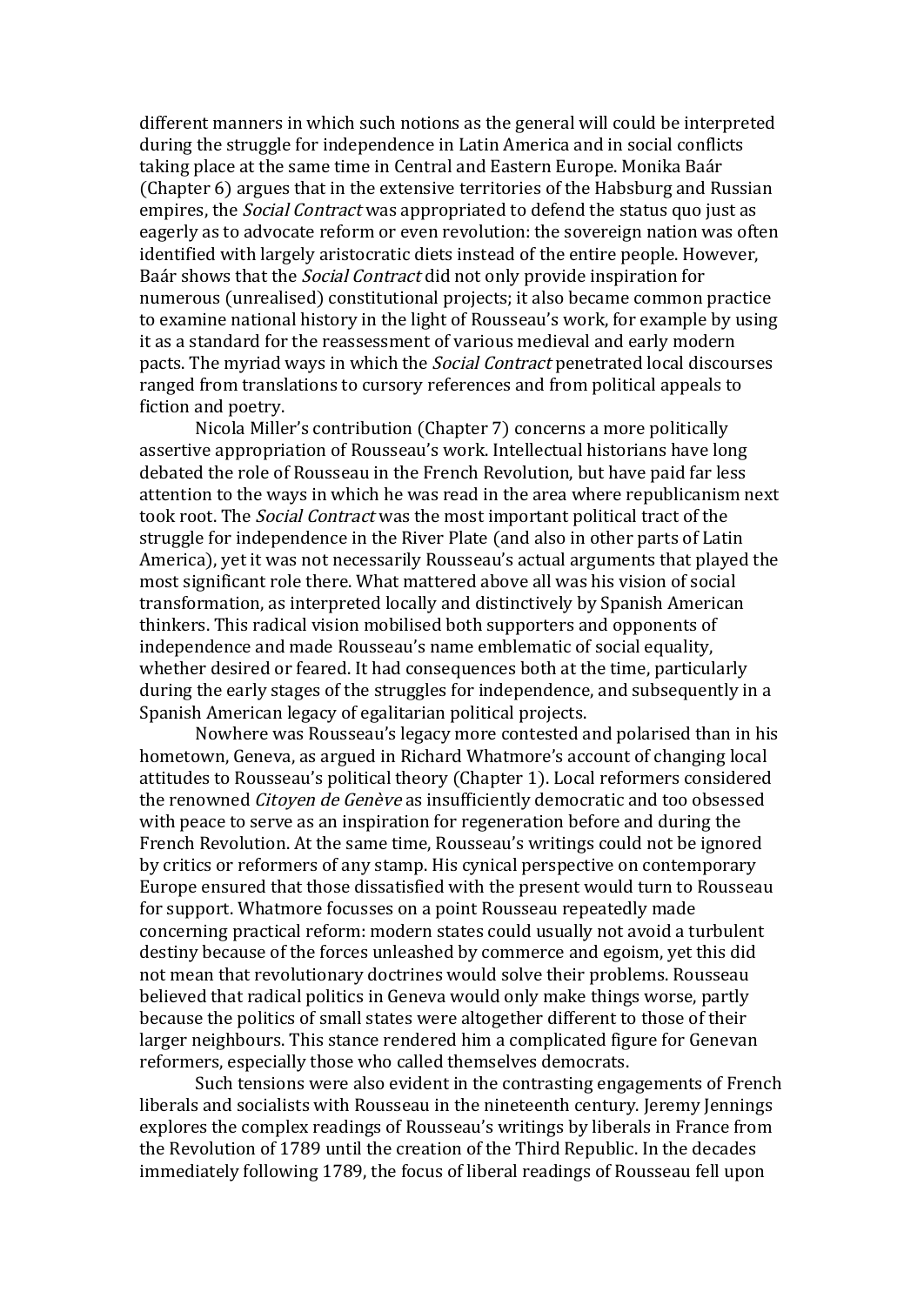different manners in which such notions as the general will could be interpreted during the struggle for independence in Latin America and in social conflicts taking place at the same time in Central and Eastern Europe. Monika Baár (Chapter 6) argues that in the extensive territories of the Habsburg and Russian empires, the *Social Contract* was appropriated to defend the status quo just as eagerly as to advocate reform or even revolution: the sovereign nation was often identified with largely aristocratic diets instead of the entire people. However, Baár shows that the *Social Contract* did not only provide inspiration for numerous (unrealised) constitutional projects; it also became common practice to examine national history in the light of Rousseau's work, for example by using it as a standard for the reassessment of various medieval and early modern pacts. The myriad ways in which the *Social Contract* penetrated local discourses ranged from translations to cursory references and from political appeals to fiction and poetry.

Nicola Miller's contribution (Chapter 7) concerns a more politically assertive appropriation of Rousseau's work. Intellectual historians have long debated the role of Rousseau in the French Revolution, but have paid far less attention to the ways in which he was read in the area where republicanism next took root. The *Social Contract* was the most important political tract of the struggle for independence in the River Plate (and also in other parts of Latin America), yet it was not necessarily Rousseau's actual arguments that played the most significant role there. What mattered above all was his vision of social transformation, as interpreted locally and distinctively by Spanish American thinkers. This radical vision mobilised both supporters and opponents of independence and made Rousseau's name emblematic of social equality, whether desired or feared. It had consequences both at the time, particularly during the early stages of the struggles for independence, and subsequently in a Spanish American legacy of egalitarian political projects.

Nowhere was Rousseau's legacy more contested and polarised than in his hometown, Geneva, as argued in Richard Whatmore's account of changing local attitudes to Rousseau's political theory (Chapter 1). Local reformers considered the renowned *Citoyen de Genève* as insufficiently democratic and too obsessed with peace to serve as an inspiration for regeneration before and during the French Revolution. At the same time, Rousseau's writings could not be ignored by critics or reformers of any stamp. His cynical perspective on contemporary Europe ensured that those dissatisfied with the present would turn to Rousseau for support. Whatmore focusses on a point Rousseau repeatedly made concerning practical reform: modern states could usually not avoid a turbulent destiny because of the forces unleashed by commerce and egoism, yet this did not mean that revolutionary doctrines would solve their problems. Rousseau believed that radical politics in Geneva would only make things worse, partly because the politics of small states were altogether different to those of their larger neighbours. This stance rendered him a complicated figure for Genevan reformers, especially those who called themselves democrats.

Such tensions were also evident in the contrasting engagements of French liberals and socialists with Rousseau in the nineteenth century. Jeremy Jennings explores the complex readings of Rousseau's writings by liberals in France from the Revolution of 1789 until the creation of the Third Republic. In the decades immediately following 1789, the focus of liberal readings of Rousseau fell upon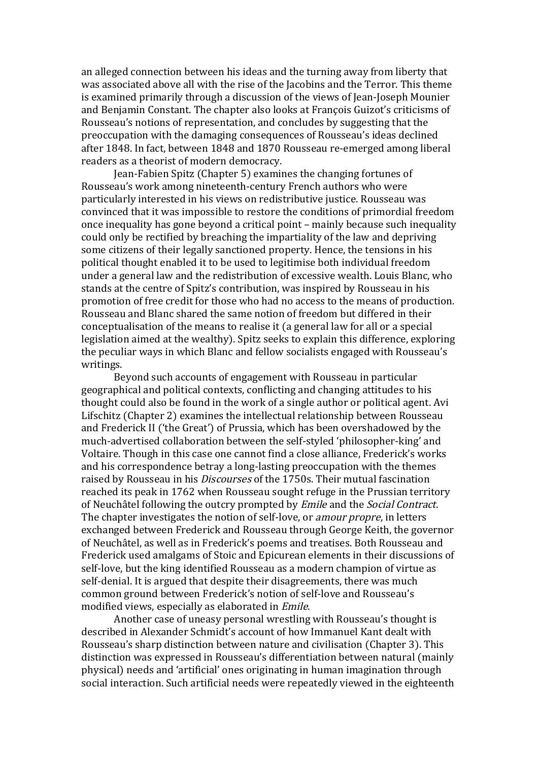an alleged connection between his ideas and the turning away from liberty that was associated above all with the rise of the Jacobins and the Terror. This theme is examined primarily through a discussion of the views of Jean-Joseph Mounier and Benjamin Constant. The chapter also looks at François Guizot's criticisms of Rousseau's notions of representation, and concludes by suggesting that the preoccupation with the damaging consequences of Rousseau's ideas declined after 1848. In fact, between 1848 and 1870 Rousseau re-emerged among liberal readers as a theorist of modern democracy.

Jean-Fabien Spitz (Chapter 5) examines the changing fortunes of Rousseau's work among nineteenth-century French authors who were particularly interested in his views on redistributive justice. Rousseau was convinced that it was impossible to restore the conditions of primordial freedom once inequality has gone beyond a critical point – mainly because such inequality could only be rectified by breaching the impartiality of the law and depriving some citizens of their legally sanctioned property. Hence, the tensions in his political thought enabled it to be used to legitimise both individual freedom under a general law and the redistribution of excessive wealth. Louis Blanc, who stands at the centre of Spitz's contribution, was inspired by Rousseau in his promotion of free credit for those who had no access to the means of production. Rousseau and Blanc shared the same notion of freedom but differed in their conceptualisation of the means to realise it (a general law for all or a special legislation aimed at the wealthy). Spitz seeks to explain this difference, exploring the peculiar ways in which Blanc and fellow socialists engaged with Rousseau's writings.

Beyond such accounts of engagement with Rousseau in particular geographical and political contexts, conflicting and changing attitudes to his thought could also be found in the work of a single author or political agent. Avi Lifschitz (Chapter 2) examines the intellectual relationship between Rousseau and Frederick II ('the Great') of Prussia, which has been overshadowed by the much-advertised collaboration between the self-styled 'philosopher-king' and Voltaire. Though in this case one cannot find a close alliance, Frederick's works and his correspondence betray a long-lasting preoccupation with the themes raised by Rousseau in his *Discourses* of the 1750s. Their mutual fascination reached its peak in 1762 when Rousseau sought refuge in the Prussian territory of Neuchâtel following the outcry prompted by *Emile* and the *Social Contract*. The chapter investigates the notion of self-love, or *amour propre*, in letters exchanged between Frederick and Rousseau through George Keith, the governor of Neuchâtel, as well as in Frederick's poems and treatises. Both Rousseau and Frederick used amalgams of Stoic and Epicurean elements in their discussions of self-love, but the king identified Rousseau as a modern champion of virtue as self-denial. It is argued that despite their disagreements, there was much common ground between Frederick's notion of self-love and Rousseau's modified views, especially as elaborated in *Emile*.

Another case of uneasy personal wrestling with Rousseau's thought is described in Alexander Schmidt's account of how Immanuel Kant dealt with Rousseau's sharp distinction between nature and civilisation (Chapter 3). This distinction was expressed in Rousseau's differentiation between natural (mainly physical) needs and 'artificial' ones originating in human imagination through social interaction. Such artificial needs were repeatedly viewed in the eighteenth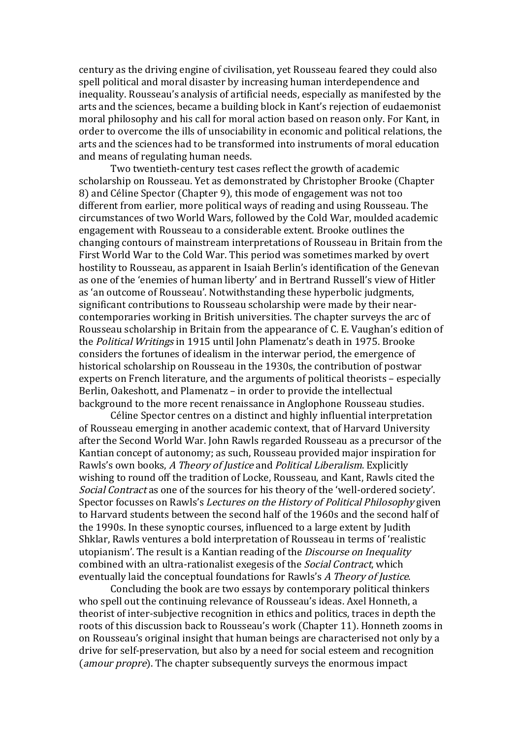century as the driving engine of civilisation, yet Rousseau feared they could also spell political and moral disaster by increasing human interdependence and inequality. Rousseau's analysis of artificial needs, especially as manifested by the arts and the sciences, became a building block in Kant's rejection of eudaemonist moral philosophy and his call for moral action based on reason only. For Kant, in order to overcome the ills of unsociability in economic and political relations, the arts and the sciences had to be transformed into instruments of moral education and means of regulating human needs.

Two twentieth-century test cases reflect the growth of academic scholarship on Rousseau. Yet as demonstrated by Christopher Brooke (Chapter 8) and Céline Spector (Chapter 9), this mode of engagement was not too different from earlier, more political ways of reading and using Rousseau. The circumstances of two World Wars, followed by the Cold War, moulded academic engagement with Rousseau to a considerable extent. Brooke outlines the changing contours of mainstream interpretations of Rousseau in Britain from the First World War to the Cold War. This period was sometimes marked by overt hostility to Rousseau, as apparent in Isaiah Berlin's identification of the Genevan as one of the 'enemies of human liberty' and in Bertrand Russell's view of Hitler as 'an outcome of Rousseau'. Notwithstanding these hyperbolic judgments, significant contributions to Rousseau scholarship were made by their near-contemporaries working in British universities. The chapter surveys the arc of Rousseau scholarship in Britain from the appearance of C. E. Vaughan's edition of the *Political Writings* in 1915 until John Plamenatz's death in 1975. Brooke considers the fortunes of idealism in the interwar period, the emergence of historical scholarship on Rousseau in the 1930s, the contribution of postwar experts on French literature, and the arguments of political theorists – especially Berlin, Oakeshott, and Plamenatz – in order to provide the intellectual background to the more recent renaissance in Anglophone Rousseau studies.

Céline Spector centres on a distinct and highly influential interpretation of Rousseau emerging in another academic context, that of Harvard University after the Second World War. John Rawls regarded Rousseau as a precursor of the Kantian concept of autonomy; as such, Rousseau provided major inspiration for Rawls's own books, *A Theory of Justice* and *Political Liberalism*. Explicitly wishing to round off the tradition of Locke, Rousseau, and Kant, Rawls cited the *Social Contract* as one of the sources for his theory of the 'well-ordered society'. Spector focusses on Rawls's *Lectures on the History of Political Philosophy* given to Harvard students between the second half of the 1960s and the second half of the 1990s. In these synoptic courses, influenced to a large extent by Judith Shklar, Rawls ventures a bold interpretation of Rousseau in terms of 'realistic utopianism'. The result is a Kantian reading of the *Discourse on Inequality* combined with an ultra-rationalist exegesis of the *Social Contract*, which eventually laid the conceptual foundations for Rawls's *A Theory of Justice*.

Concluding the book are two essays by contemporary political thinkers who spell out the continuing relevance of Rousseau's ideas. Axel Honneth, a theorist of inter-subjective recognition in ethics and politics, traces in depth the roots of this discussion back to Rousseau's work (Chapter 11). Honneth zooms in on Rousseau's original insight that human beings are characterised not only by a drive for self-preservation, but also by a need for social esteem and recognition (*amour propre*). The chapter subsequently surveys the enormous impact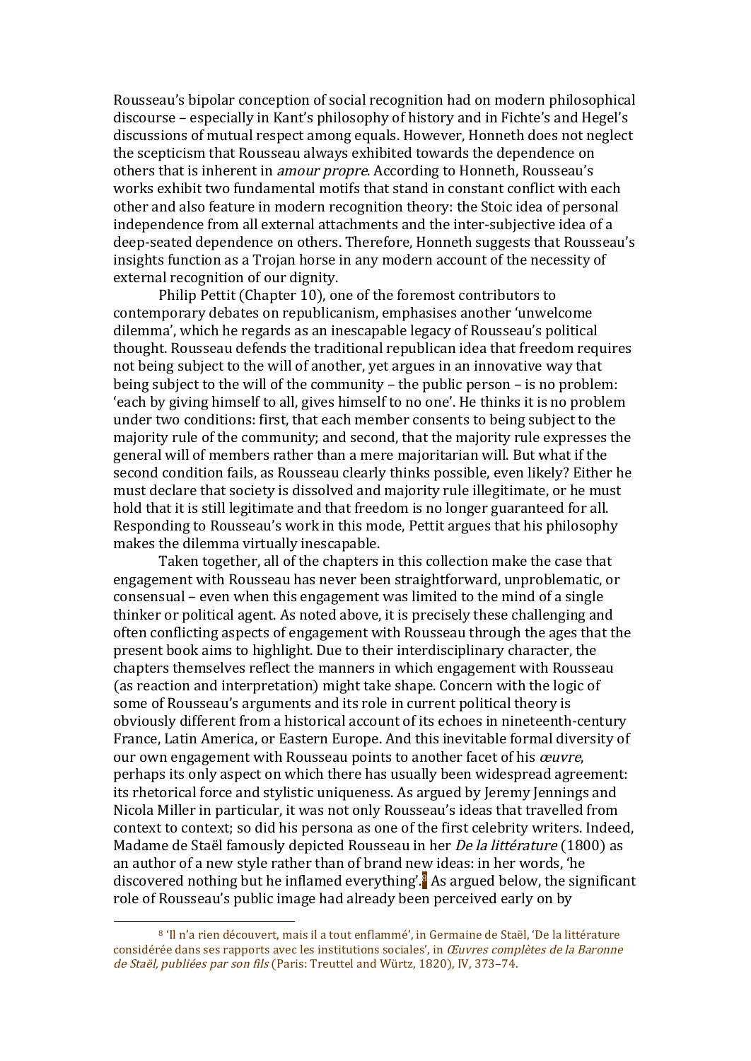Rousseau's bipolar conception of social recognition had on modern philosophical discourse – especially in Kant's philosophy of history and in Fichte's and Hegel's discussions of mutual respect among equals. However, Honneth does not neglect the scepticism that Rousseau always exhibited towards the dependence on others that is inherent in *amour propre*. According to Honneth, Rousseau's works exhibit two fundamental motifs that stand in constant conflict with each other and also feature in modern recognition theory: the Stoic idea of personal independence from all external attachments and the inter-subjective idea of a deep-seated dependence on others. Therefore, Honneth suggests that Rousseau's insights function as a Trojan horse in any modern account of the necessity of external recognition of our dignity.

Philip Pettit (Chapter 10), one of the foremost contributors to contemporary debates on republicanism, emphasises another 'unwelcome dilemma', which he regards as an inescapable legacy of Rousseau's political thought. Rousseau defends the traditional republican idea that freedom requires not being subject to the will of another, yet argues in an innovative way that being subject to the will of the community – the public person – is no problem: 'each by giving himself to all, gives himself to no one'. He thinks it is no problem under two conditions: first, that each member consents to being subject to the majority rule of the community; and second, that the majority rule expresses the general will of members rather than a mere majoritarian will. But what if the second condition fails, as Rousseau clearly thinks possible, even likely? Either he must declare that society is dissolved and majority rule illegitimate, or he must hold that it is still legitimate and that freedom is no longer guaranteed for all. Responding to Rousseau's work in this mode, Pettit argues that his philosophy makes the dilemma virtually inescapable.

Taken together, all of the chapters in this collection make the case that engagement with Rousseau has never been straightforward, unproblematic, or consensual – even when this engagement was limited to the mind of a single thinker or political agent. As noted above, it is precisely these challenging and often conflicting aspects of engagement with Rousseau through the ages that the present book aims to highlight. Due to their interdisciplinary character, the chapters themselves reflect the manners in which engagement with Rousseau (as reaction and interpretation) might take shape. Concern with the logic of some of Rousseau's arguments and its role in current political theory is obviously different from a historical account of its echoes in nineteenth-century France, Latin America, or Eastern Europe. And this inevitable formal diversity of our own engagement with Rousseau points to another facet of his *œuvre*, perhaps its only aspect on which there has usually been widespread agreement: its rhetorical force and stylistic uniqueness. As argued by Jeremy Jennings and Nicola Miller in particular, it was not only Rousseau's ideas that travelled from context to context; so did his persona as one of the first celebrity writers. Indeed, Madame de Staël famously depicted Rousseau in her *De la littérature* (1800) as an author of a new style rather than of brand new ideas: in her words, 'he discovered nothing but he inflamed everything'.[8] As argued below, the significant role of Rousseau's public image had already been perceived early on by

[8] 'Il n'a rien découvert, mais il a tout enflammé', in Germaine de Staël, 'De la littérature considérée dans ses rapports avec les institutions sociales', in *Œuvres complètes de la Baronne de Staël, publiées par son fils* (Paris: Treuttel and Würtz, 1820), IV, 373–74.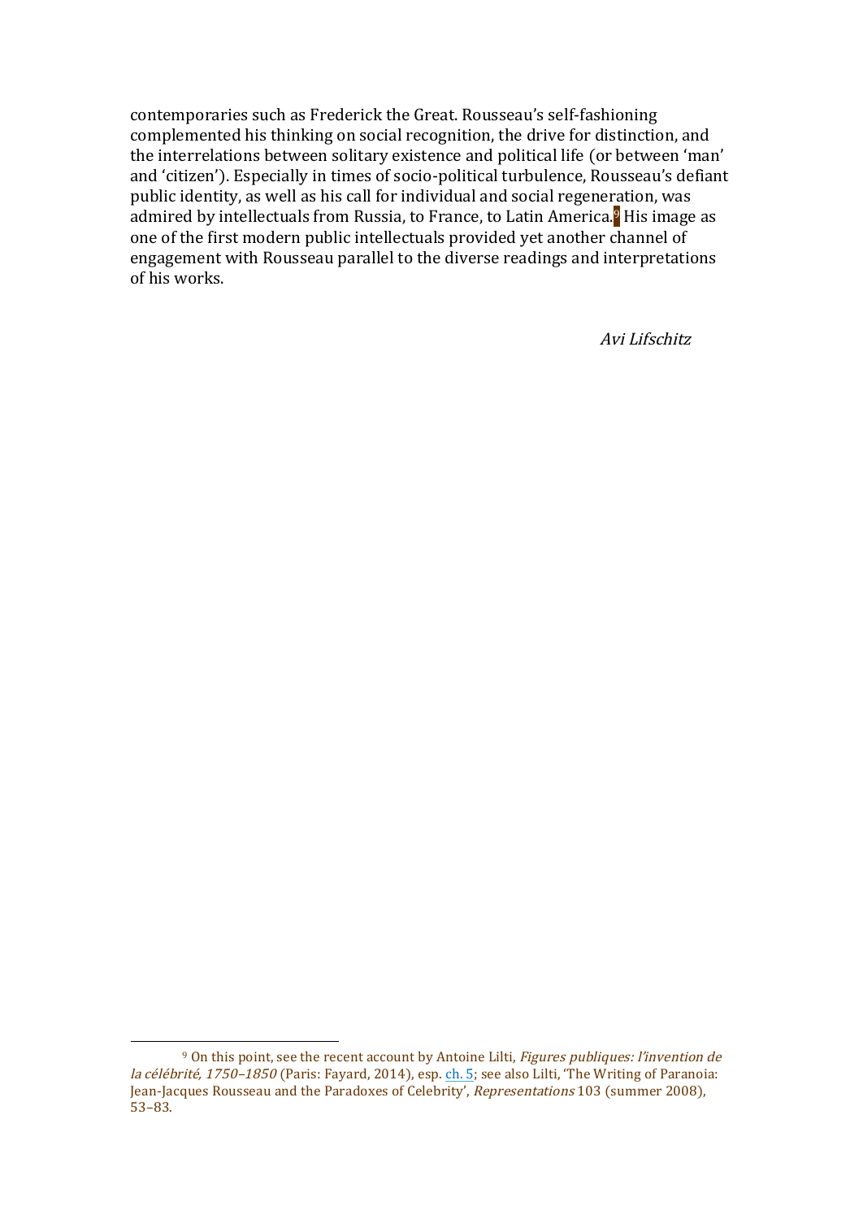contemporaries such as Frederick the Great. Rousseau's self-fashioning complemented his thinking on social recognition, the drive for distinction, and the interrelations between solitary existence and political life (or between 'man' and 'citizen'). Especially in times of socio-political turbulence, Rousseau's defiant public identity, as well as his call for individual and social regeneration, was admired by intellectuals from Russia, to France, to Latin America.[9] His image as one of the first modern public intellectuals provided yet another channel of engagement with Rousseau parallel to the diverse readings and interpretations of his works.

*Avi Lifschitz*

---

[9] On this point, see the recent account by Antoine Lilti, *Figures publiques: l'invention de la célébrité, 1750–1850* (Paris: Fayard, 2014), esp. ch. 5; see also Lilti, 'The Writing of Paranoia: Jean-Jacques Rousseau and the Paradoxes of Celebrity', *Representations* 103 (summer 2008), 53–83.